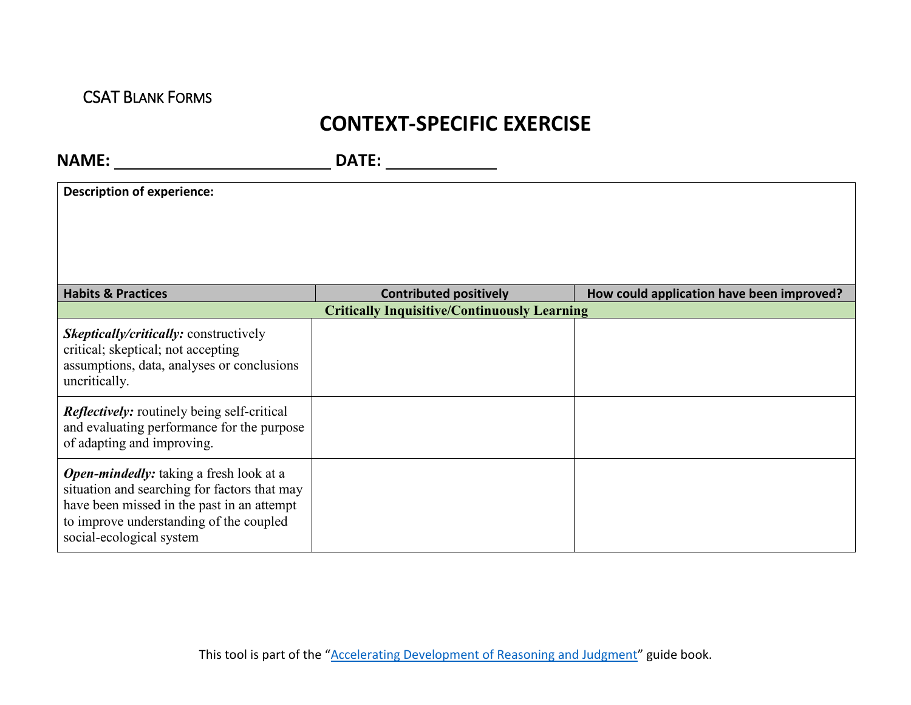CSAT Blank Forms

# CONTEXT-SPECIFIC EXERCISE

**NAME:** ________________________ **DATE:** ____________

**Description of experience:**

| Habits & Practices | Contributed positively | How could application have been improved? |
|---|---|---|
| **Critically Inquisitive/Continuously Learning** | | |
| ***Skeptically/critically:*** constructively critical; skeptical; not accepting assumptions, data, analyses or conclusions uncritically. | | |
| ***Reflectively:*** routinely being self-critical and evaluating performance for the purpose of adapting and improving. | | |
| ***Open-mindedly:*** taking a fresh look at a situation and searching for factors that may have been missed in the past in an attempt to improve understanding of the coupled social-ecological system | | |

This tool is part of the "Accelerating Development of Reasoning and Judgment" guide book.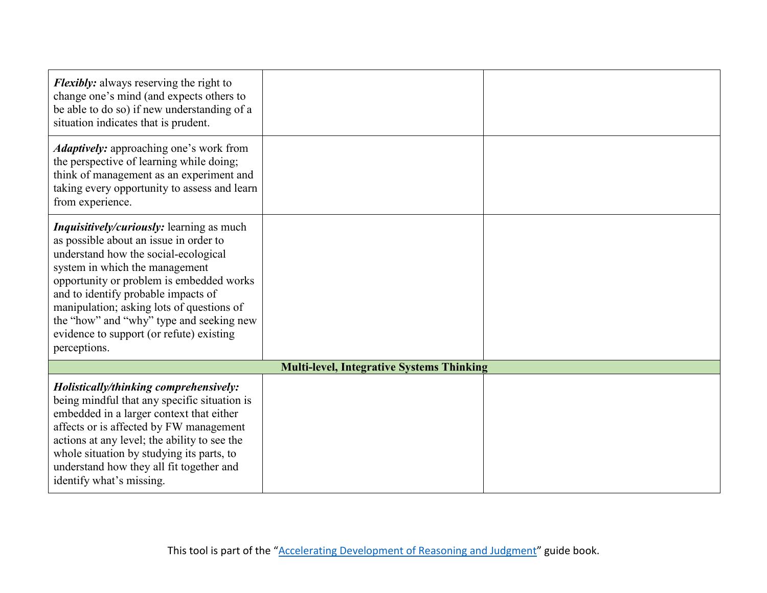| | | |
|---|---|---|
| ***Flexibly:*** always reserving the right to change one's mind (and expects others to be able to do so) if new understanding of a situation indicates that is prudent. | | |
| ***Adaptively:*** approaching one's work from the perspective of learning while doing; think of management as an experiment and taking every opportunity to assess and learn from experience. | | |
| ***Inquisitively/curiously:*** learning as much as possible about an issue in order to understand how the social-ecological system in which the management opportunity or problem is embedded works and to identify probable impacts of manipulation; asking lots of questions of the "how" and "why" type and seeking new evidence to support (or refute) existing perceptions. | | |
| **Multi-level, Integrative Systems Thinking** | | |
| ***Holistically/thinking comprehensively:*** being mindful that any specific situation is embedded in a larger context that either affects or is affected by FW management actions at any level; the ability to see the whole situation by studying its parts, to understand how they all fit together and identify what's missing. | | |

This tool is part of the "Accelerating Development of Reasoning and Judgment" guide book.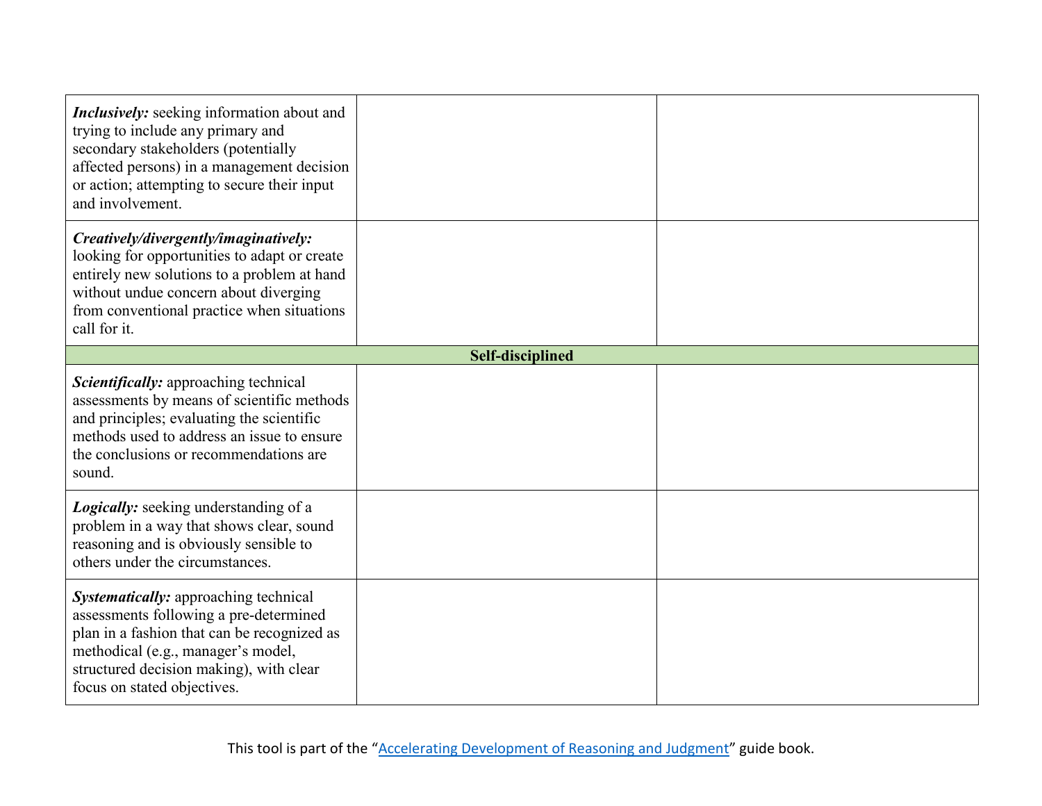| | | |
|---|---|---|
| ***Inclusively:*** seeking information about and trying to include any primary and secondary stakeholders (potentially affected persons) in a management decision or action; attempting to secure their input and involvement. | | |
| ***Creatively/divergently/imaginatively:*** looking for opportunities to adapt or create entirely new solutions to a problem at hand without undue concern about diverging from conventional practice when situations call for it. | | |
| **Self-disciplined** | | |
| ***Scientifically:*** approaching technical assessments by means of scientific methods and principles; evaluating the scientific methods used to address an issue to ensure the conclusions or recommendations are sound. | | |
| ***Logically:*** seeking understanding of a problem in a way that shows clear, sound reasoning and is obviously sensible to others under the circumstances. | | |
| ***Systematically:*** approaching technical assessments following a pre-determined plan in a fashion that can be recognized as methodical (e.g., manager's model, structured decision making), with clear focus on stated objectives. | | |

This tool is part of the "Accelerating Development of Reasoning and Judgment" guide book.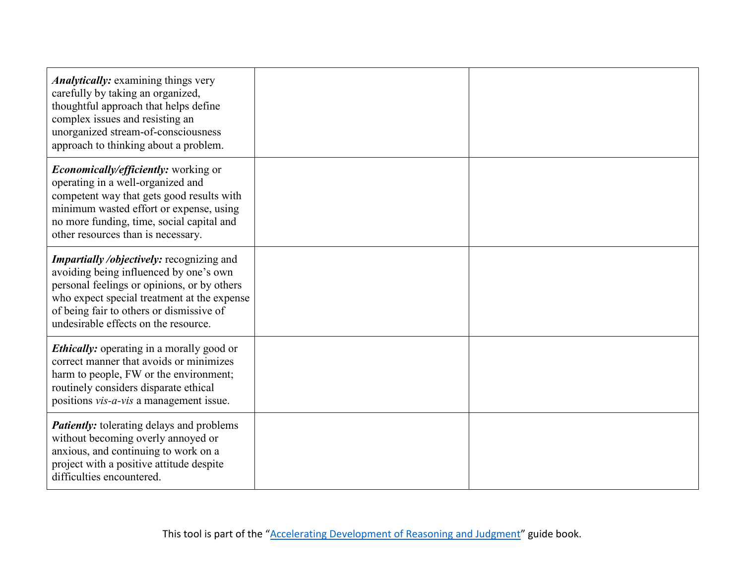| | | |
|---|---|---|
| ***Analytically:*** examining things very carefully by taking an organized, thoughtful approach that helps define complex issues and resisting an unorganized stream-of-consciousness approach to thinking about a problem. | | |
| ***Economically/efficiently:*** working or operating in a well-organized and competent way that gets good results with minimum wasted effort or expense, using no more funding, time, social capital and other resources than is necessary. | | |
| ***Impartially /objectively:*** recognizing and avoiding being influenced by one's own personal feelings or opinions, or by others who expect special treatment at the expense of being fair to others or dismissive of undesirable effects on the resource. | | |
| ***Ethically:*** operating in a morally good or correct manner that avoids or minimizes harm to people, FW or the environment; routinely considers disparate ethical positions *vis-a-vis* a management issue. | | |
| ***Patiently:*** tolerating delays and problems without becoming overly annoyed or anxious, and continuing to work on a project with a positive attitude despite difficulties encountered. | | |

This tool is part of the "Accelerating Development of Reasoning and Judgment" guide book.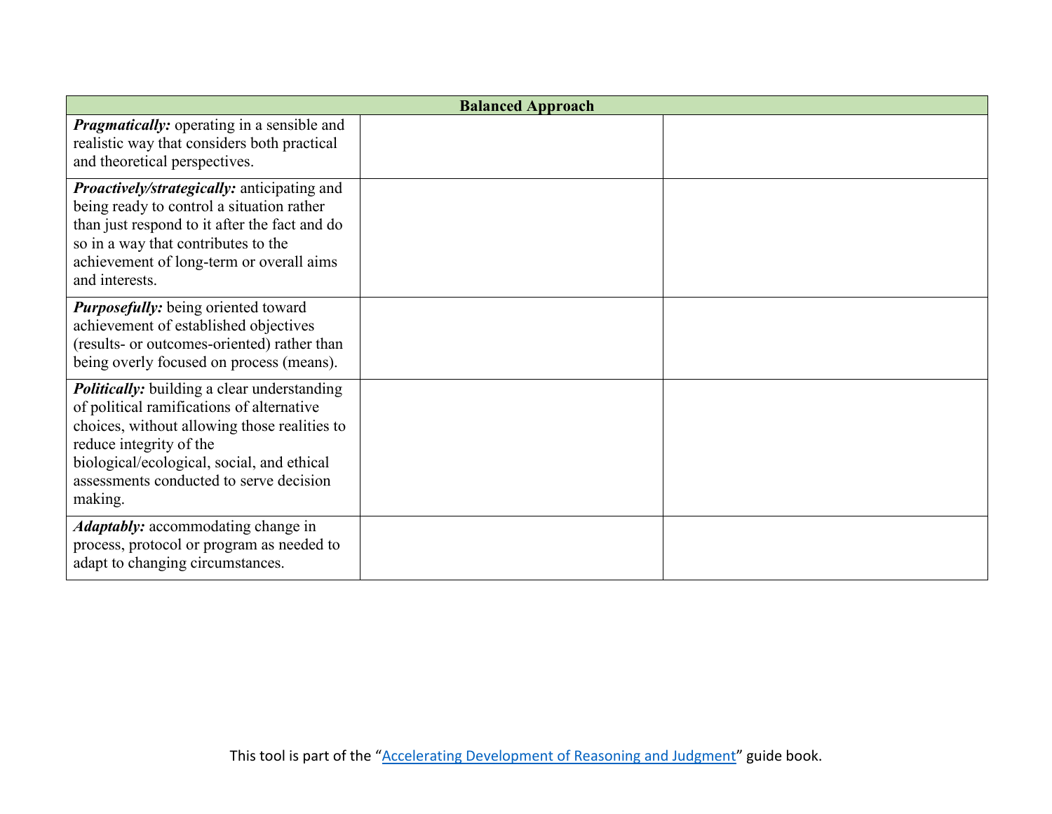| Balanced Approach | | |
|---|---|---|
| ***Pragmatically:*** operating in a sensible and realistic way that considers both practical and theoretical perspectives. | | |
| ***Proactively/strategically:*** anticipating and being ready to control a situation rather than just respond to it after the fact and do so in a way that contributes to the achievement of long-term or overall aims and interests. | | |
| ***Purposefully:*** being oriented toward achievement of established objectives (results- or outcomes-oriented) rather than being overly focused on process (means). | | |
| ***Politically:*** building a clear understanding of political ramifications of alternative choices, without allowing those realities to reduce integrity of the biological/ecological, social, and ethical assessments conducted to serve decision making. | | |
| ***Adaptably:*** accommodating change in process, protocol or program as needed to adapt to changing circumstances. | | |

This tool is part of the "Accelerating Development of Reasoning and Judgment" guide book.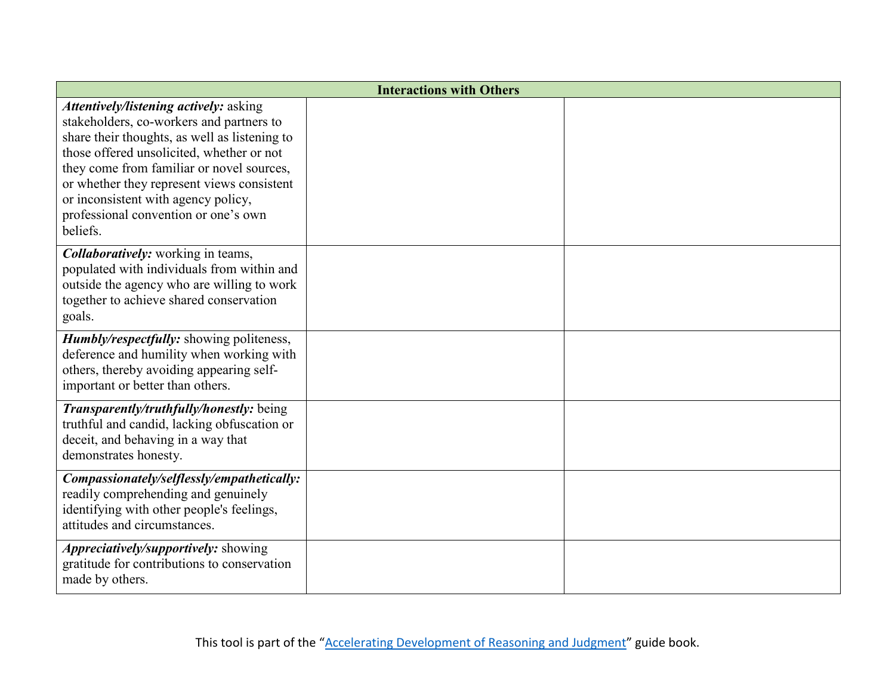| Interactions with Others | | |
|---|---|---|
| ***Attentively/listening actively:*** asking stakeholders, co-workers and partners to share their thoughts, as well as listening to those offered unsolicited, whether or not they come from familiar or novel sources, or whether they represent views consistent or inconsistent with agency policy, professional convention or one's own beliefs. | | |
| ***Collaboratively:*** working in teams, populated with individuals from within and outside the agency who are willing to work together to achieve shared conservation goals. | | |
| ***Humbly/respectfully:*** showing politeness, deference and humility when working with others, thereby avoiding appearing self-important or better than others. | | |
| ***Transparently/truthfully/honestly:*** being truthful and candid, lacking obfuscation or deceit, and behaving in a way that demonstrates honesty. | | |
| ***Compassionately/selflessly/empathetically:*** readily comprehending and genuinely identifying with other people's feelings, attitudes and circumstances. | | |
| ***Appreciatively/supportively:*** showing gratitude for contributions to conservation made by others. | | |

This tool is part of the "Accelerating Development of Reasoning and Judgment" guide book.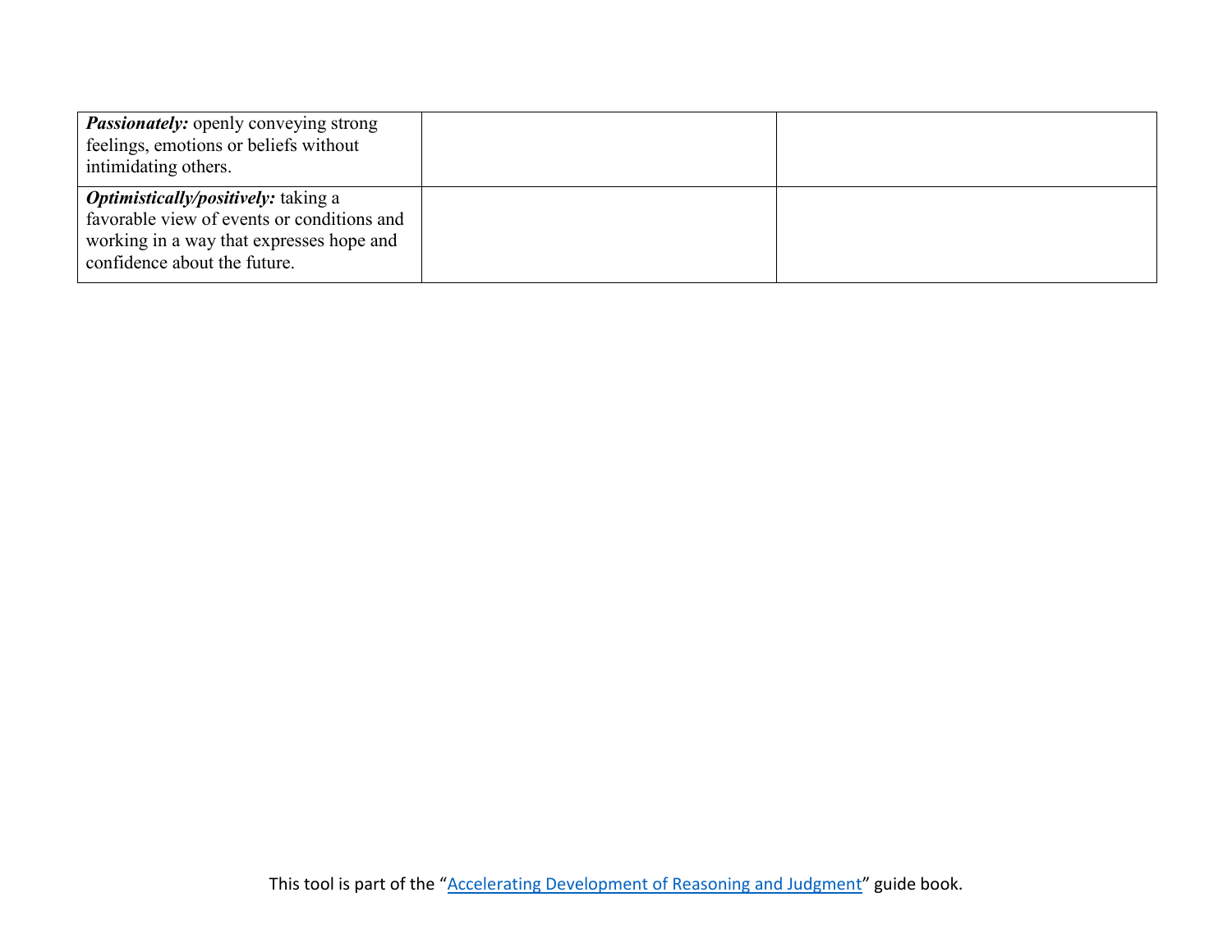| | | |
|---|---|---|
| ***Passionately:*** openly conveying strong feelings, emotions or beliefs without intimidating others. | | |
| ***Optimistically/positively:*** taking a favorable view of events or conditions and working in a way that expresses hope and confidence about the future. | | |

This tool is part of the "Accelerating Development of Reasoning and Judgment" guide book.